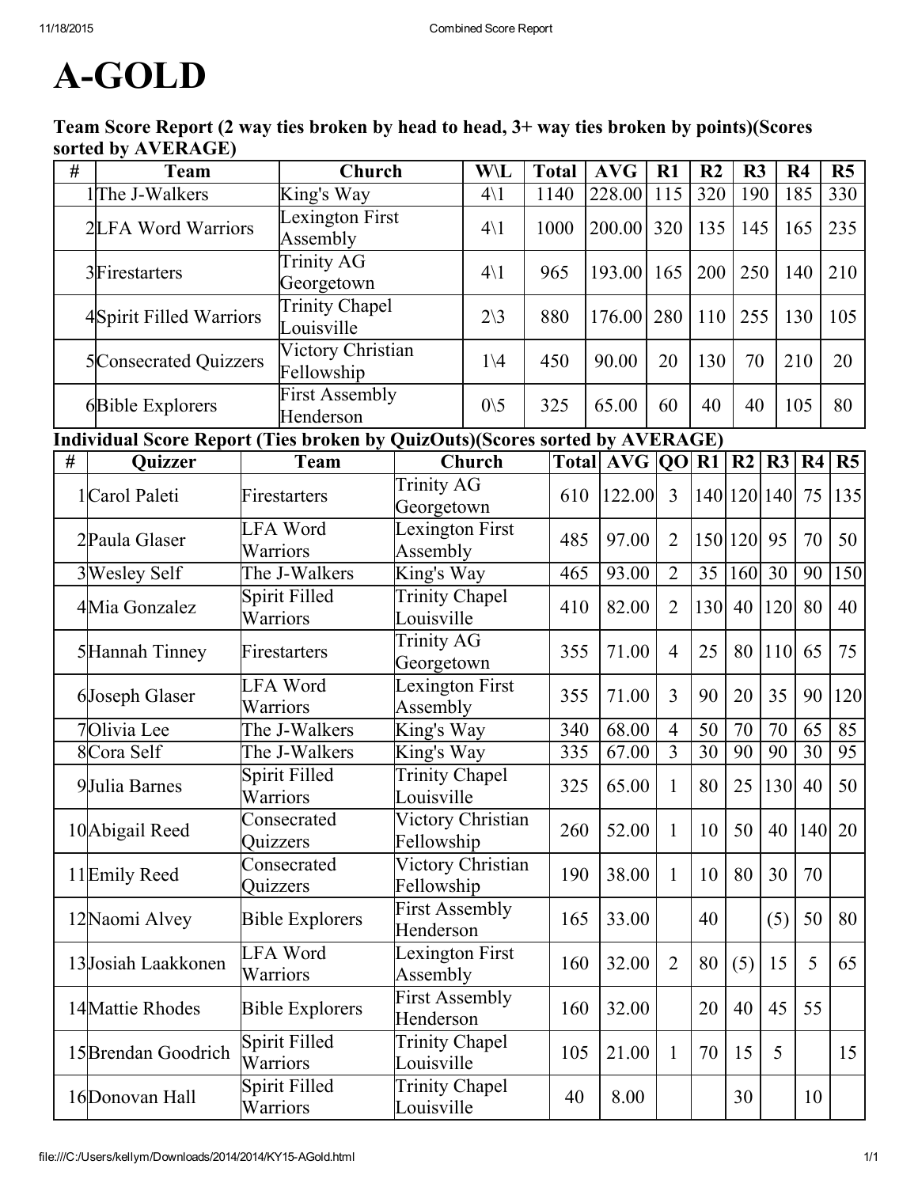# A-GOLD

### Team Score Report (2 way ties broken by head to head, 3+ way ties broken by points)(Scores sorted by AVERAGE)

| # | Team | Church | W\L | Total | AVG | R1 | R2 | R3 | R4 | R5 |
|---|---|---|---|---|---|---|---|---|---|---|
| 1 | The J-Walkers | King's Way | 4\1 | 1140 | 228.00 | 115 | 320 | 190 | 185 | 330 |
| 2 | LFA Word Warriors | Lexington First Assembly | 4\1 | 1000 | 200.00 | 320 | 135 | 145 | 165 | 235 |
| 3 | Firestarters | Trinity AG Georgetown | 4\1 | 965 | 193.00 | 165 | 200 | 250 | 140 | 210 |
| 4 | Spirit Filled Warriors | Trinity Chapel Louisville | 2\3 | 880 | 176.00 | 280 | 110 | 255 | 130 | 105 |
| 5 | Consecrated Quizzers | Victory Christian Fellowship | 1\4 | 450 | 90.00 | 20 | 130 | 70 | 210 | 20 |
| 6 | Bible Explorers | First Assembly Henderson | 0\5 | 325 | 65.00 | 60 | 40 | 40 | 105 | 80 |

### Individual Score Report (Ties broken by QuizOuts)(Scores sorted by AVERAGE)

| # | Quizzer | Team | Church | Total | AVG | QO | R1 | R2 | R3 | R4 | R5 |
|---|---|---|---|---|---|---|---|---|---|---|---|
| 1 | Carol Paleti | Firestarters | Trinity AG Georgetown | 610 | 122.00 | 3 | 140 | 120 | 140 | 75 | 135 |
| 2 | Paula Glaser | LFA Word Warriors | Lexington First Assembly | 485 | 97.00 | 2 | 150 | 120 | 95 | 70 | 50 |
| 3 | Wesley Self | The J-Walkers | King's Way | 465 | 93.00 | 2 | 35 | 160 | 30 | 90 | 150 |
| 4 | Mia Gonzalez | Spirit Filled Warriors | Trinity Chapel Louisville | 410 | 82.00 | 2 | 130 | 40 | 120 | 80 | 40 |
| 5 | Hannah Tinney | Firestarters | Trinity AG Georgetown | 355 | 71.00 | 4 | 25 | 80 | 110 | 65 | 75 |
| 6 | Joseph Glaser | LFA Word Warriors | Lexington First Assembly | 355 | 71.00 | 3 | 90 | 20 | 35 | 90 | 120 |
| 7 | Olivia Lee | The J-Walkers | King's Way | 340 | 68.00 | 4 | 50 | 70 | 70 | 65 | 85 |
| 8 | Cora Self | The J-Walkers | King's Way | 335 | 67.00 | 3 | 30 | 90 | 90 | 30 | 95 |
| 9 | Julia Barnes | Spirit Filled Warriors | Trinity Chapel Louisville | 325 | 65.00 | 1 | 80 | 25 | 130 | 40 | 50 |
| 10 | Abigail Reed | Consecrated Quizzers | Victory Christian Fellowship | 260 | 52.00 | 1 | 10 | 50 | 40 | 140 | 20 |
| 11 | Emily Reed | Consecrated Quizzers | Victory Christian Fellowship | 190 | 38.00 | 1 | 10 | 80 | 30 | 70 | |
| 12 | Naomi Alvey | Bible Explorers | First Assembly Henderson | 165 | 33.00 | | 40 | | (5) | 50 | 80 |
| 13 | Josiah Laakkonen | LFA Word Warriors | Lexington First Assembly | 160 | 32.00 | 2 | 80 | (5) | 15 | 5 | 65 |
| 14 | Mattie Rhodes | Bible Explorers | First Assembly Henderson | 160 | 32.00 | | 20 | 40 | 45 | 55 | |
| 15 | Brendan Goodrich | Spirit Filled Warriors | Trinity Chapel Louisville | 105 | 21.00 | 1 | 70 | 15 | 5 | | 15 |
| 16 | Donovan Hall | Spirit Filled Warriors | Trinity Chapel Louisville | 40 | 8.00 | | | 30 | | 10 | |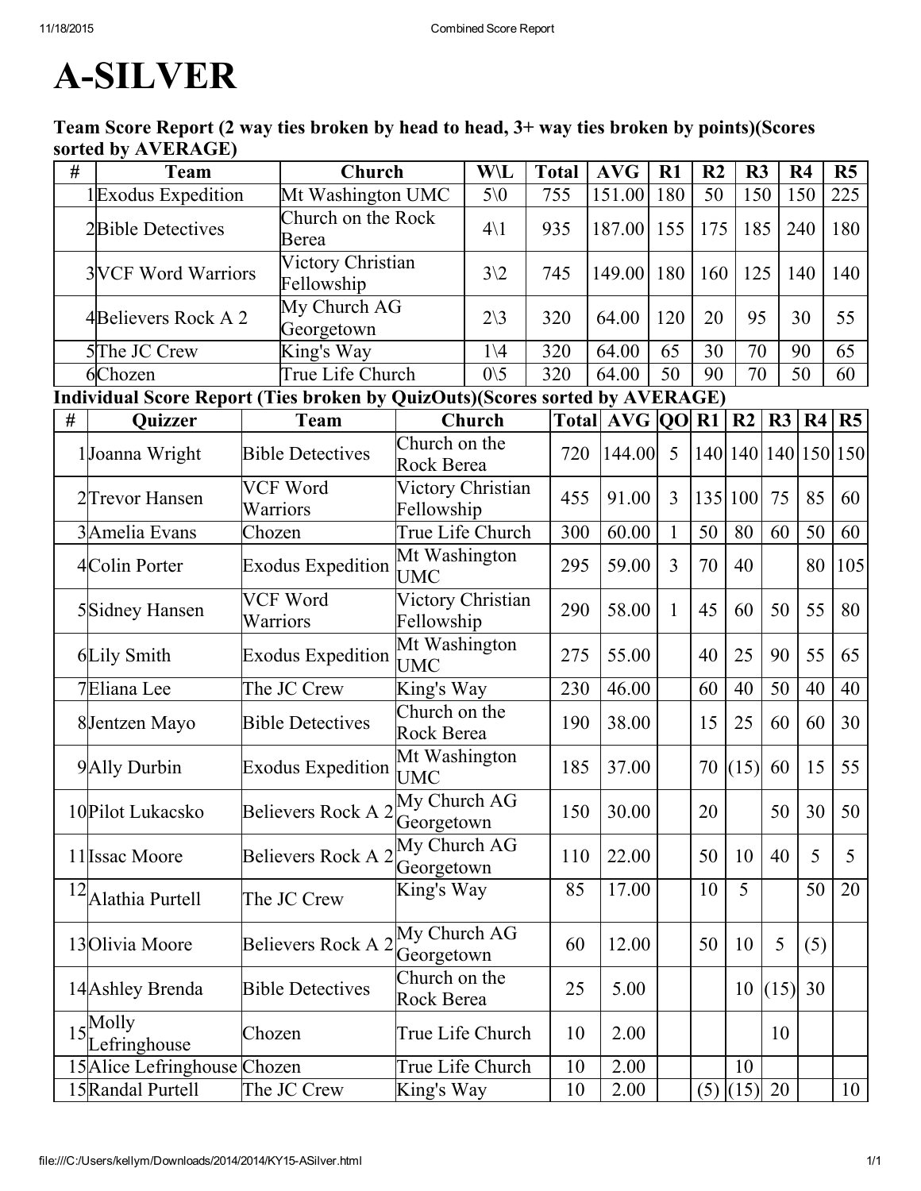# A-SILVER

### Team Score Report (2 way ties broken by head to head, 3+ way ties broken by points)(Scores sorted by AVERAGE)

| # | Team | Church | W\L | Total | AVG | R1 | R2 | R3 | R4 | R5 |
|---|---|---|---|---|---|---|---|---|---|---|
| 1 | Exodus Expedition | Mt Washington UMC | 5\0 | 755 | 151.00 | 180 | 50 | 150 | 150 | 225 |
| 2 | Bible Detectives | Church on the Rock Berea | 4\1 | 935 | 187.00 | 155 | 175 | 185 | 240 | 180 |
| 3 | VCF Word Warriors | Victory Christian Fellowship | 3\2 | 745 | 149.00 | 180 | 160 | 125 | 140 | 140 |
| 4 | Believers Rock A 2 | My Church AG Georgetown | 2\3 | 320 | 64.00 | 120 | 20 | 95 | 30 | 55 |
| 5 | The JC Crew | King's Way | 1\4 | 320 | 64.00 | 65 | 30 | 70 | 90 | 65 |
| 6 | Chozen | True Life Church | 0\5 | 320 | 64.00 | 50 | 90 | 70 | 50 | 60 |

### Individual Score Report (Ties broken by QuizOuts)(Scores sorted by AVERAGE)

| # | Quizzer | Team | Church | Total | AVG | QO | R1 | R2 | R3 | R4 | R5 |
|---|---|---|---|---|---|---|---|---|---|---|---|
| 1 | Joanna Wright | Bible Detectives | Church on the Rock Berea | 720 | 144.00 | 5 | 140 | 140 | 140 | 150 | 150 |
| 2 | Trevor Hansen | VCF Word Warriors | Victory Christian Fellowship | 455 | 91.00 | 3 | 135 | 100 | 75 | 85 | 60 |
| 3 | Amelia Evans | Chozen | True Life Church | 300 | 60.00 | 1 | 50 | 80 | 60 | 50 | 60 |
| 4 | Colin Porter | Exodus Expedition | Mt Washington UMC | 295 | 59.00 | 3 | 70 | 40 | | 80 | 105 |
| 5 | Sidney Hansen | VCF Word Warriors | Victory Christian Fellowship | 290 | 58.00 | 1 | 45 | 60 | 50 | 55 | 80 |
| 6 | Lily Smith | Exodus Expedition | Mt Washington UMC | 275 | 55.00 | | 40 | 25 | 90 | 55 | 65 |
| 7 | Eliana Lee | The JC Crew | King's Way | 230 | 46.00 | | 60 | 40 | 50 | 40 | 40 |
| 8 | Jentzen Mayo | Bible Detectives | Church on the Rock Berea | 190 | 38.00 | | 15 | 25 | 60 | 60 | 30 |
| 9 | Ally Durbin | Exodus Expedition | Mt Washington UMC | 185 | 37.00 | | 70 | (15) | 60 | 15 | 55 |
| 10 | Pilot Lukacsko | Believers Rock A 2 | My Church AG Georgetown | 150 | 30.00 | | 20 | | 50 | 30 | 50 |
| 11 | Issac Moore | Believers Rock A 2 | My Church AG Georgetown | 110 | 22.00 | | 50 | 10 | 40 | 5 | 5 |
| 12 | Alathia Purtell | The JC Crew | King's Way | 85 | 17.00 | | 10 | 5 | | 50 | 20 |
| 13 | Olivia Moore | Believers Rock A 2 | My Church AG Georgetown | 60 | 12.00 | | 50 | 10 | 5 | (5) | |
| 14 | Ashley Brenda | Bible Detectives | Church on the Rock Berea | 25 | 5.00 | | | 10 | (15) | 30 | |
| 15 | Molly Lefringhouse | Chozen | True Life Church | 10 | 2.00 | | | | 10 | | |
| 15 | Alice Lefringhouse | Chozen | True Life Church | 10 | 2.00 | | | 10 | | | |
| 15 | Randal Purtell | The JC Crew | King's Way | 10 | 2.00 | | (5) | (15) | 20 | | 10 |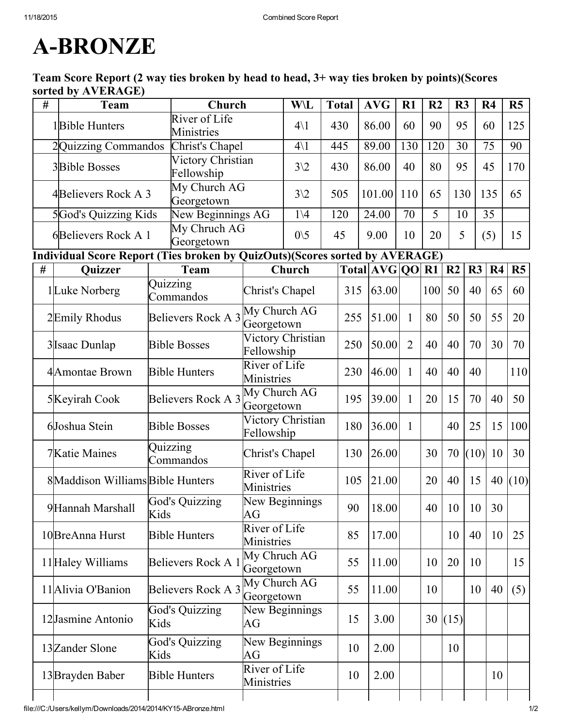# A-BRONZE

**Team Score Report (2 way ties broken by head to head, 3+ way ties broken by points)(Scores sorted by AVERAGE)**

| # | Team | Church | W\L | Total | AVG | R1 | R2 | R3 | R4 | R5 |
|---|---|---|---|---|---|---|---|---|---|---|
| 1 | Bible Hunters | River of Life Ministries | 4\1 | 430 | 86.00 | 60 | 90 | 95 | 60 | 125 |
| 2 | Quizzing Commandos | Christ's Chapel | 4\1 | 445 | 89.00 | 130 | 120 | 30 | 75 | 90 |
| 3 | Bible Bosses | Victory Christian Fellowship | 3\2 | 430 | 86.00 | 40 | 80 | 95 | 45 | 170 |
| 4 | Believers Rock A 3 | My Church AG Georgetown | 3\2 | 505 | 101.00 | 110 | 65 | 130 | 135 | 65 |
| 5 | God's Quizzing Kids | New Beginnings AG | 1\4 | 120 | 24.00 | 70 | 5 | 10 | 35 | |
| 6 | Believers Rock A 1 | My Chruch AG Georgetown | 0\5 | 45 | 9.00 | 10 | 20 | 5 | (5) | 15 |

**Individual Score Report (Ties broken by QuizOuts)(Scores sorted by AVERAGE)**

| # | Quizzer | Team | Church | Total | AVG | QO | R1 | R2 | R3 | R4 | R5 |
|---|---|---|---|---|---|---|---|---|---|---|---|
| 1 | Luke Norberg | Quizzing Commandos | Christ's Chapel | 315 | 63.00 | | 100 | 50 | 40 | 65 | 60 |
| 2 | Emily Rhodus | Believers Rock A 3 | My Church AG Georgetown | 255 | 51.00 | 1 | 80 | 50 | 50 | 55 | 20 |
| 3 | Isaac Dunlap | Bible Bosses | Victory Christian Fellowship | 250 | 50.00 | 2 | 40 | 40 | 70 | 30 | 70 |
| 4 | Amontae Brown | Bible Hunters | River of Life Ministries | 230 | 46.00 | 1 | 40 | 40 | 40 | | 110 |
| 5 | Keyirah Cook | Believers Rock A 3 | My Church AG Georgetown | 195 | 39.00 | 1 | 20 | 15 | 70 | 40 | 50 |
| 6 | Joshua Stein | Bible Bosses | Victory Christian Fellowship | 180 | 36.00 | 1 | | 40 | 25 | 15 | 100 |
| 7 | Katie Maines | Quizzing Commandos | Christ's Chapel | 130 | 26.00 | | 30 | 70 | (10) | 10 | 30 |
| 8 | Maddison Williams | Bible Hunters | River of Life Ministries | 105 | 21.00 | | 20 | 40 | 15 | 40 | (10) |
| 9 | Hannah Marshall | God's Quizzing Kids | New Beginnings AG | 90 | 18.00 | | 40 | 10 | 10 | 30 | |
| 10 | BreAnna Hurst | Bible Hunters | River of Life Ministries | 85 | 17.00 | | | 10 | 40 | 10 | 25 |
| 11 | Haley Williams | Believers Rock A 1 | My Chruch AG Georgetown | 55 | 11.00 | | 10 | 20 | 10 | | 15 |
| 11 | Alivia O'Banion | Believers Rock A 3 | My Church AG Georgetown | 55 | 11.00 | | 10 | | 10 | 40 | (5) |
| 12 | Jasmine Antonio | God's Quizzing Kids | New Beginnings AG | 15 | 3.00 | | 30 | (15) | | | |
| 13 | Zander Slone | God's Quizzing Kids | New Beginnings AG | 10 | 2.00 | | | 10 | | | |
| 13 | Brayden Baber | Bible Hunters | River of Life Ministries | 10 | 2.00 | | | | | 10 | |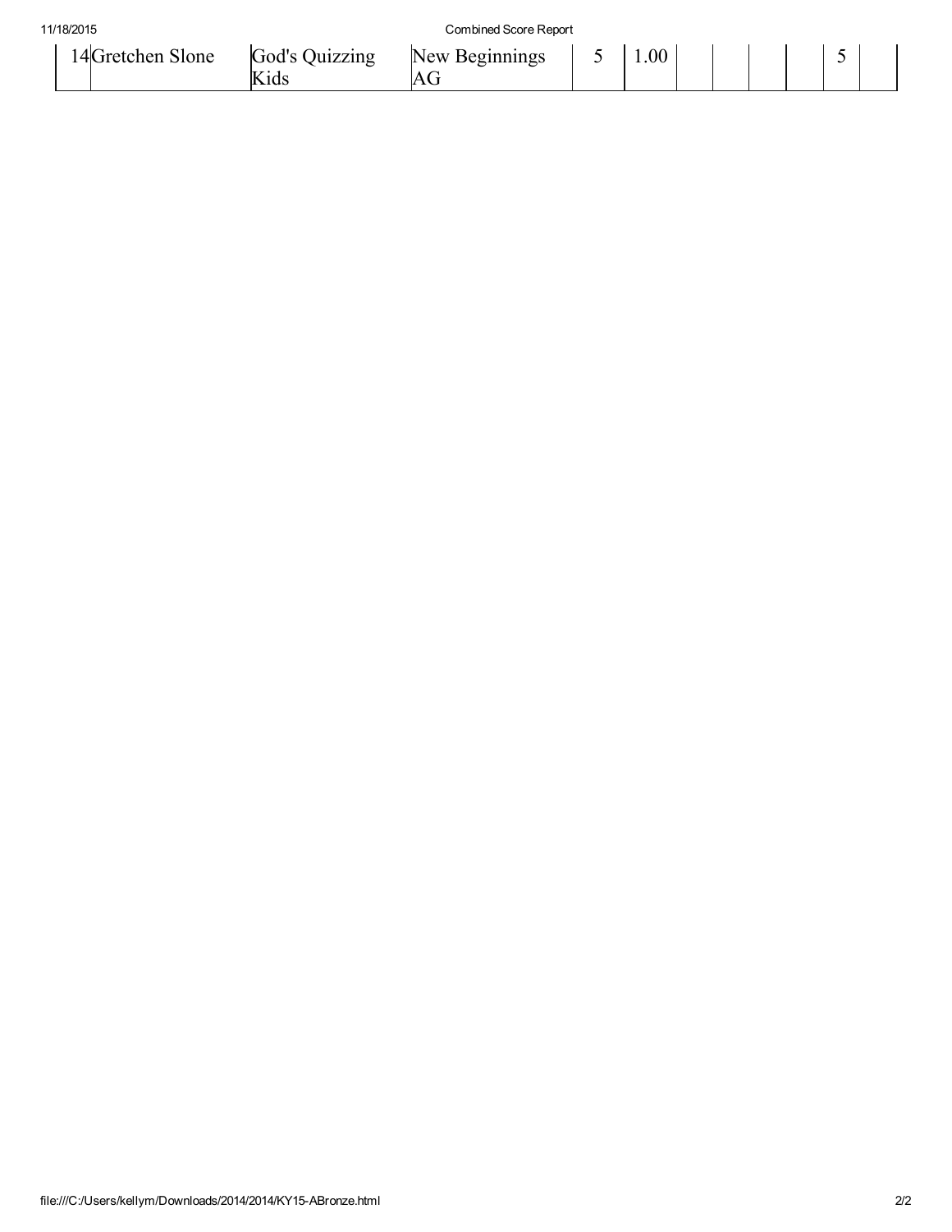| | | | | | | | | | | | |
|---|---|---|---|---|---|---|---|---|---|---|---|
| 14 | Gretchen Slone | God's Quizzing Kids | New Beginnings AG | 5 | 1.00 | | | | | 5 | |